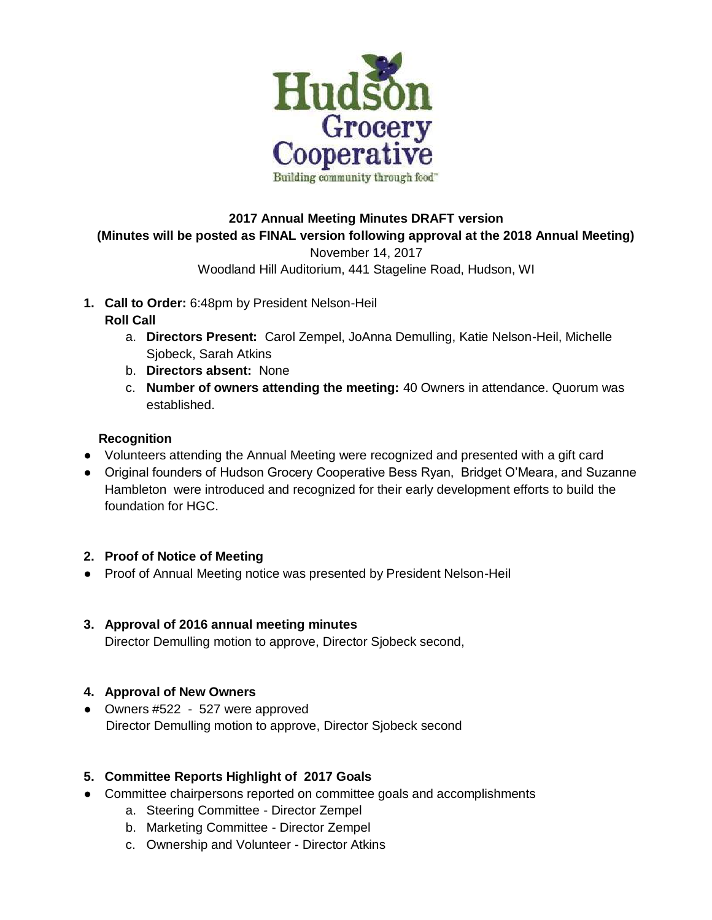Hudson Grocery Cooperative

Building community through food™

**2017 Annual Meeting Minutes DRAFT version**

**(Minutes will be posted as FINAL version following approval at the 2018 Annual Meeting)**

November 14, 2017

Woodland Hill Auditorium, 441 Stageline Road, Hudson, WI

1. **Call to Order:** 6:48pm by President Nelson-Heil

   **Roll Call**

   a. **Directors Present:** Carol Zempel, JoAnna Demulling, Katie Nelson-Heil, Michelle Sjobeck, Sarah Atkins
   b. **Directors absent:** None
   c. **Number of owners attending the meeting:** 40 Owners in attendance. Quorum was established.

   **Recognition**

- Volunteers attending the Annual Meeting were recognized and presented with a gift card
- Original founders of Hudson Grocery Cooperative Bess Ryan, Bridget O'Meara, and Suzanne Hambleton were introduced and recognized for their early development efforts to build the foundation for HGC.

2. **Proof of Notice of Meeting**

- Proof of Annual Meeting notice was presented by President Nelson-Heil

3. **Approval of 2016 annual meeting minutes**

   Director Demulling motion to approve, Director Sjobeck second,

4. **Approval of New Owners**

- Owners #522 - 527 were approved

  Director Demulling motion to approve, Director Sjobeck second

5. **Committee Reports Highlight of 2017 Goals**

- Committee chairpersons reported on committee goals and accomplishments
  a. Steering Committee - Director Zempel
  b. Marketing Committee - Director Zempel
  c. Ownership and Volunteer - Director Atkins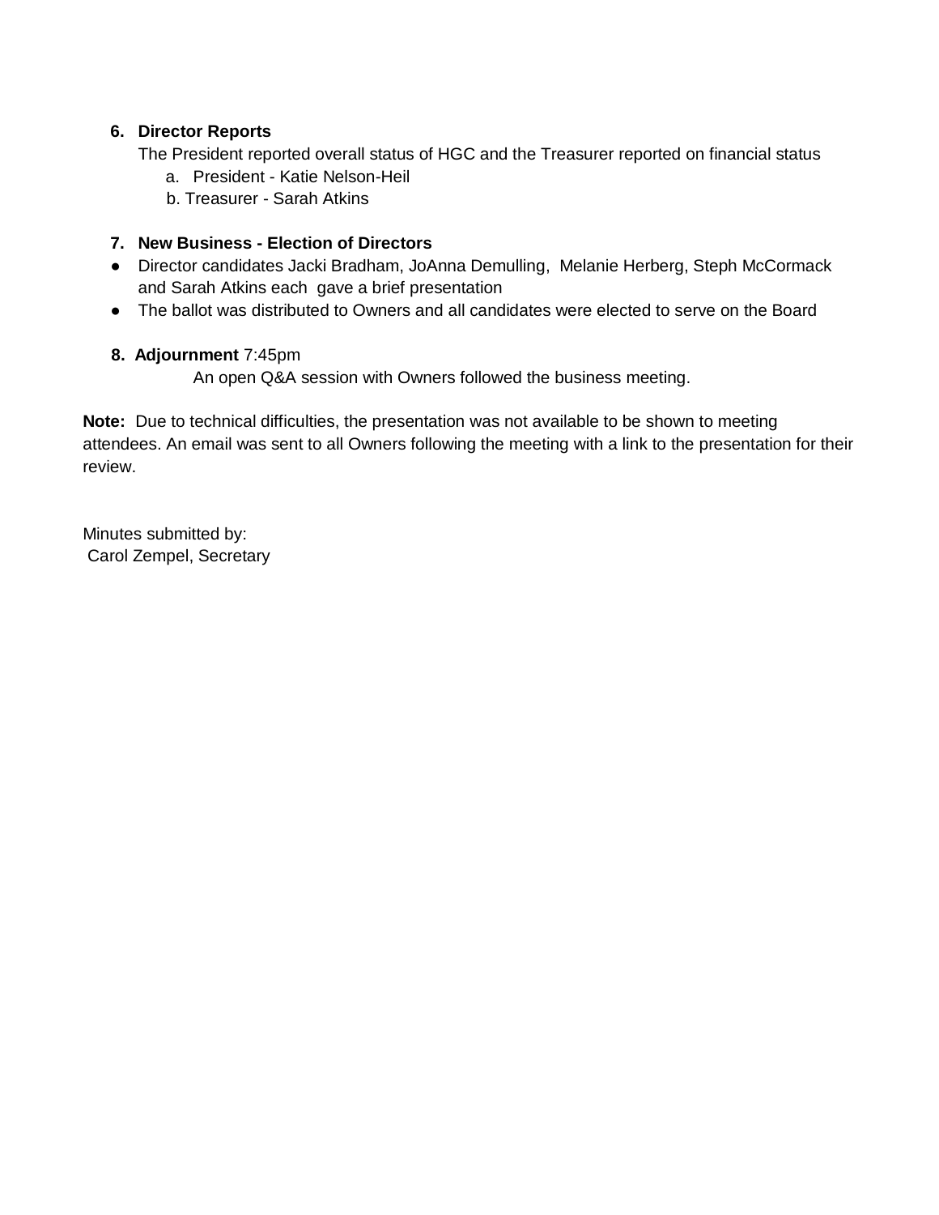6. **Director Reports**

   The President reported overall status of HGC and the Treasurer reported on financial status

   a. President - Katie Nelson-Heil

   b. Treasurer - Sarah Atkins

7. **New Business - Election of Directors**

- Director candidates Jacki Bradham, JoAnna Demulling, Melanie Herberg, Steph McCormack and Sarah Atkins each gave a brief presentation
- The ballot was distributed to Owners and all candidates were elected to serve on the Board

8. **Adjournment** 7:45pm

   An open Q&A session with Owners followed the business meeting.

**Note:** Due to technical difficulties, the presentation was not available to be shown to meeting attendees. An email was sent to all Owners following the meeting with a link to the presentation for their review.

Minutes submitted by:
Carol Zempel, Secretary